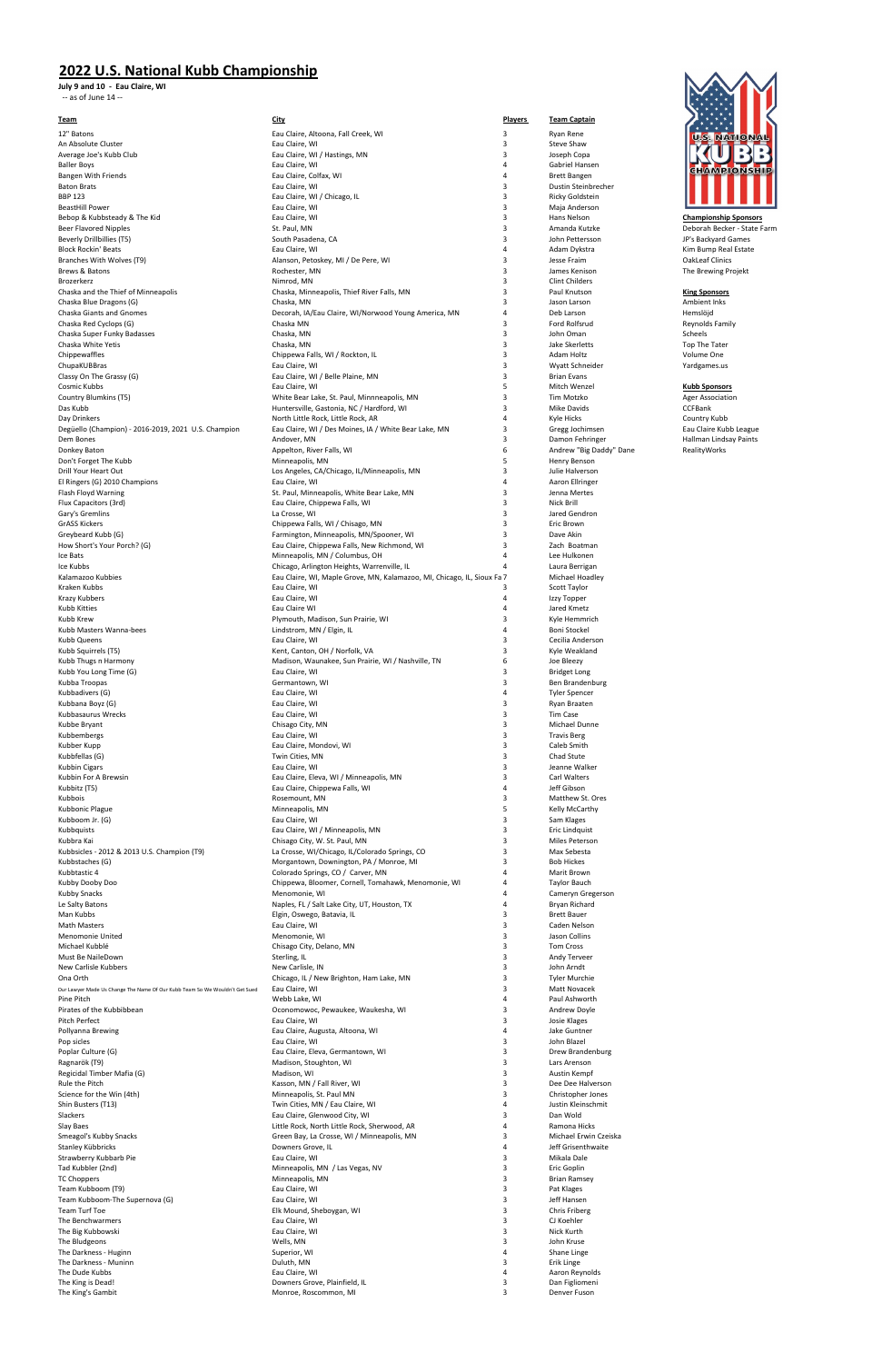# 2022 U.S. National Kubb Championship

**July 9 and 10 - Eau Claire, WI**

-- as of June 14 --

| Team | City | Players | Team Captain |
|---|---|---|---|
| 12" Batons | Eau Claire, Altoona, Fall Creek, WI | 3 | Ryan Rene |
| An Absolute Cluster | Eau Claire, WI | 3 | Steve Shaw |
| Average Joe's Kubb Club | Eau Claire, WI / Hastings, MN | 3 | Joseph Copa |
| Baller Boys | Eau Claire, WI | 4 | Gabriel Hansen |
| Bangen With Friends | Eau Claire, Colfax, WI | 4 | Brett Bangen |
| Baton Brats | Eau Claire, WI | 3 | Dustin Steinbrecher |
| BBP 123 | Eau Claire, WI / Chicago, IL | 3 | Ricky Goldstein |
| BeastHill Power | Eau Claire, WI | 3 | Maja Anderson |
| Bebop & Kubbsteady & The Kid | Eau Claire, WI | 3 | Hans Nelson |
| Beer Flavored Nipples | St. Paul, MN | 3 | Amanda Kutzke |
| Beverly Drillbillies (T5) | South Pasadena, CA | 3 | John Pettersson |
| Block Rockin' Beats | Eau Claire, WI | 4 | Adam Dykstra |
| Branches With Wolves (T9) | Alanson, Petoskey, MI / De Pere, WI | 3 | Jesse Fraim |
| Brews & Batons | Rochester, MN | 3 | James Kenison |
| Brozerkerz | Nimrod, MN | 3 | Clint Childers |
| Chaska and the Thief of Minneapolis | Chaska, Minneapolis, Thief River Falls, MN | 3 | Paul Knutson |
| Chaska Blue Dragons (G) | Chaska, MN | 3 | Jason Larson |
| Chaska Giants and Gnomes | Decorah, IA/Eau Claire, WI/Norwood Young America, MN | 4 | Deb Larson |
| Chaska Red Cyclops (G) | Chaska MN | 3 | Ford Rolfsrud |
| Chaska Super Funky Badasses | Chaska, MN | 3 | John Oman |
| Chaska White Yetis | Chaska, MN | 3 | Jake Skerletts |
| Chippewaffles | Chippewa Falls, WI / Rockton, IL | 3 | Adam Holtz |
| ChupaKUBBras | Eau Claire, WI | 3 | Wyatt Schneider |
| Classy On The Grassy (G) | Eau Claire, WI / Belle Plaine, MN | 3 | Brian Evans |
| Cosmic Kubbs | Eau Claire, WI | 5 | Mitch Wenzel |
| Country Blumkins (T5) | White Bear Lake, St. Paul, Minnneapolis, MN | 3 | Tim Motzko |
| Das Kubb | Huntersville, Gastonia, NC / Hardford, WI | 3 | Mike Davids |
| Day Drinkers | North Little Rock, Little Rock, AR | 4 | Kyle Hicks |
| Degüello (Champion) - 2016-2019, 2021 U.S. Champion | Eau Claire, WI / Des Moines, IA / White Bear Lake, MN | 3 | Gregg Jochimsen |
| Dem Bones | Andover, MN | 3 | Damon Fehringer |
| Donkey Baton | Appelton, River Falls, WI | 6 | Andrew "Big Daddy" Dane |
| Don't Forget The Kubb | Minneapolis, MN | 5 | Henry Benson |
| Drill Your Heart Out | Los Angeles, CA/Chicago, IL/Minneapolis, MN | 3 | Julie Halverson |
| El Ringers (G) 2010 Champions | Eau Claire, WI | 4 | Aaron Ellringer |
| Flash Floyd Warning | St. Paul, Minneapolis, White Bear Lake, MN | 3 | Jenna Mertes |
| Flux Capacitors (3rd) | Eau Claire, Chippewa Falls, WI | 3 | Nick Brill |
| Gary's Gremlins | La Crosse, WI | 3 | Jared Gendron |
| GrASS Kickers | Chippewa Falls, WI / Chisago, MN | 3 | Eric Brown |
| Greybeard Kubb (G) | Farmington, Minneapolis, MN/Spooner, WI | 3 | Dave Akin |
| How Short's Your Porch? (G) | Eau Claire, Chippewa Falls, New Richmond, WI | 3 | Zach Boatman |
| Ice Bats | Minneapolis, MN / Columbus, OH | 4 | Lee Hulkonen |
| Ice Kubbs | Chicago, Arlington Heights, Warrenville, IL | 4 | Laura Berrigan |
| Kalamazoo Kubbies | Eau Claire, WI, Maple Grove, MN, Kalamazoo, MI, Chicago, IL, Sioux Fa | 7 | Michael Hoadley |
| Kraken Kubbs | Eau Claire, WI | 3 | Scott Taylor |
| Krazy Kubbers | Eau Claire, WI | 4 | Izzy Topper |
| Kubb Kitties | Eau Claire WI | 4 | Jared Kmetz |
| Kubb Krew | Plymouth, Madison, Sun Prairie, WI | 3 | Kyle Hemmrich |
| Kubb Masters Wanna-bees | Lindstrom, MN / Elgin, IL | 4 | Boni Stockel |
| Kubb Queens | Eau Claire, WI | 3 | Cecilia Anderson |
| Kubb Squirrels (T5) | Kent, Canton, OH / Norfolk, VA | 3 | Kyle Weakland |
| Kubb Thugs n Harmony | Madison, Waunakee, Sun Prairie, WI / Nashville, TN | 6 | Joe Bleezy |
| Kubb You Long Time (G) | Eau Claire, WI | 3 | Bridget Long |
| Kubba Troopas | Germantown, WI | 3 | Ben Brandenburg |
| Kubbadivers (G) | Eau Claire, WI | 4 | Tyler Spencer |
| Kubbana Boyz (G) | Eau Claire, WI | 3 | Ryan Braaten |
| Kubbasaurus Wrecks | Eau Claire, WI | 3 | Tim Case |
| Kubbe Bryant | Chisago City, MN | 3 | Michael Dunne |
| Kubbembergs | Eau Claire, WI | 3 | Travis Berg |
| Kubber Kupp | Eau Claire, Mondovi, WI | 3 | Caleb Smith |
| Kubbfellas (G) | Twin Cities, MN | 3 | Chad Stute |
| Kubbin Cigars | Eau Claire, WI | 3 | Jeanne Walker |
| Kubbin For A Brewsin | Eau Claire, Eleva, WI / Minneapolis, MN | 3 | Carl Walters |
| Kubbitz (T5) | Eau Claire, Chippewa Falls, WI | 4 | Jeff Gibson |
| Kubbois | Rosemount, MN | 3 | Matthew St. Ores |
| Kubbonic Plague | Minneapolis, MN | 5 | Kelly McCarthy |
| Kubboom Jr. (G) | Eau Claire, WI | 3 | Sam Klages |
| Kubbquists | Eau Claire, WI / Minneapolis, MN | 3 | Eric Lindquist |
| Kubbra Kai | Chisago City, W. St. Paul, MN | 3 | Miles Peterson |
| Kubbsicles - 2012 & 2013 U.S. Champion (T9) | La Crosse, WI/Chicago, IL/Colorado Springs, CO | 3 | Max Sebesta |
| Kubbstaches (G) | Morgantown, Downington, PA / Monroe, MI | 3 | Bob Hickes |
| Kubbtastic 4 | Colorado Springs, CO / Carver, MN | 4 | Marit Brown |
| Kubby Dooby Doo | Chippewa, Bloomer, Cornell, Tomahawk, Menomonie, WI | 4 | Taylor Bauch |
| Kubby Snacks | Menomonie, WI | 4 | Cameryn Gregerson |
| Le Salty Batons | Naples, FL / Salt Lake City, UT, Houston, TX | 4 | Bryan Richard |
| Man Kubbs | Elgin, Oswego, Batavia, IL | 3 | Brett Bauer |
| Math Masters | Eau Claire, WI | 3 | Caden Nelson |
| Menomonie United | Menomonie, WI | 3 | Jason Collins |
| Michael Kubblé | Chisago City, Delano, MN | 3 | Tom Cross |
| Must Be NaileDown | Sterling, IL | 3 | Andy Terveer |
| New Carlisle Kubbers | New Carlisle, IN | 3 | John Arndt |
| Ona Orth | Chicago, IL / New Brighton, Ham Lake, MN | 3 | Tyler Murchie |
| Our Lawyer Made Us Change The Name Of Our Kubb Team So We Wouldn't Get Sued | Eau Claire, WI | 3 | Matt Novacek |
| Pine Pitch | Webb Lake, WI | 4 | Paul Ashworth |
| Pirates of the Kubbibbean | Oconomowoc, Pewaukee, Waukesha, WI | 3 | Andrew Doyle |
| Pitch Perfect | Eau Claire, WI | 3 | Josie Klages |
| Pollyanna Brewing | Eau Claire, Augusta, Altoona, WI | 4 | Jake Guntner |
| Pop sicles | Eau Claire, WI | 3 | John Blazel |
| Poplar Culture (G) | Eau Claire, Eleva, Germantown, WI | 3 | Drew Brandenburg |
| Ragnarök (T9) | Madison, Stoughton, WI | 3 | Lars Arenson |
| Regicidal Timber Mafia (G) | Madison, WI | 3 | Austin Kempf |
| Rule the Pitch | Kasson, MN / Fall River, WI | 3 | Dee Dee Halverson |
| Science for the Win (4th) | Minneapolis, St. Paul MN | 3 | Christopher Jones |
| Shin Busters (T13) | Twin Cities, MN / Eau Claire, WI | 4 | Justin Kleinschmit |
| Slackers | Eau Claire, Glenwood City, WI | 3 | Dan Wold |
| Slay Baes | Little Rock, North Little Rock, Sherwood, AR | 4 | Ramona Hicks |
| Smeagol's Kubby Snacks | Green Bay, La Crosse, WI / Minneapolis, MN | 3 | Michael Erwin Czeiska |
| Stanley Kübbricks | Downers Grove, IL | 4 | Jeff Grisenthwaite |
| Strawberry Kubbarb Pie | Eau Claire, WI | 3 | Mikala Dale |
| Tad Kubbler (2nd) | Minneapolis, MN / Las Vegas, NV | 3 | Eric Goplin |
| TC Choppers | Minneapolis, MN | 3 | Brian Ramsey |
| Team Kubboom (T9) | Eau Claire, WI | 3 | Pat Klages |
| Team Kubboom-The Supernova (G) | Eau Claire, WI | 3 | Jeff Hansen |
| Team Turf Toe | Elk Mound, Sheboygan, WI | 3 | Chris Friberg |
| The Benchwarmers | Eau Claire, WI | 3 | CJ Koehler |
| The Big Kubbowski | Eau Claire, WI | 3 | Nick Kurth |
| The Bludgeons | Wells, MN | 3 | John Kruse |
| The Darkness - Huginn | Superior, WI | 4 | Shane Linge |
| The Darkness - Muninn | Duluth, MN | 3 | Erik Linge |
| The Dude Kubbs | Eau Claire, WI | 4 | Aaron Reynolds |
| The King is Dead! | Downers Grove, Plainfield, IL | 3 | Dan Figliomeni |
| The King's Gambit | Monroe, Roscommon, MI | 3 | Denver Fuson |

U.S. NATIONAL KUBB CHAMPIONSHIP

**Championship Sponsors**

Deborah Becker - State Farm
JP's Backyard Games
Kim Bump Real Estate
OakLeaf Clinics
The Brewing Projekt

**King Sponsors**

Ambient Inks
Hemslöjd
Reynolds Family
Scheels
Top The Tater
Volume One
Country Kubb
Yardgames.us

**Kubb Sponsors**

Ager Association
CCFBank
Country Kubb
Eau Claire Kubb League
Hallman Lindsay Paints
RealityWorks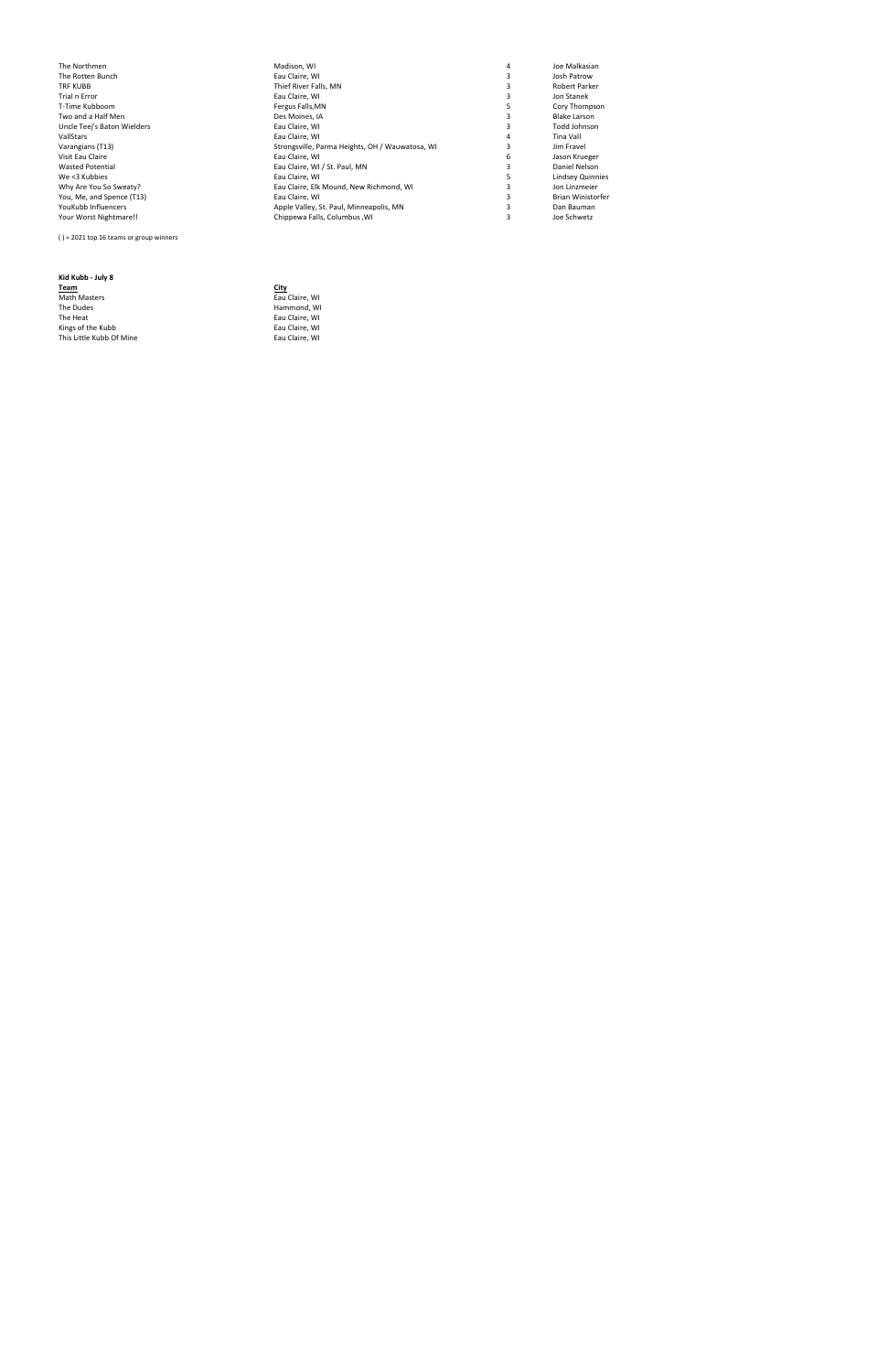| | | | |
|---|---|---|---|
| The Northmen | Madison, WI | 4 | Joe Malkasian |
| The Rotten Bunch | Eau Claire, WI | 3 | Josh Patrow |
| TRF KUBB | Thief River Falls, MN | 3 | Robert Parker |
| Trial n Error | Eau Claire, WI | 3 | Jon Stanek |
| T-Time Kubboom | Fergus Falls,MN | 5 | Cory Thompson |
| Two and a Half Men | Des Moines, IA | 3 | Blake Larson |
| Uncle Teej's Baton Wielders | Eau Claire, WI | 3 | Todd Johnson |
| VallStars | Eau Claire, WI | 4 | Tina Vall |
| Varangians (T13) | Strongsville, Parma Heights, OH / Wauwatosa, WI | 3 | Jim Fravel |
| Visit Eau Claire | Eau Claire, WI | 6 | Jason Krueger |
| Wasted Potential | Eau Claire, WI / St. Paul, MN | 3 | Daniel Nelson |
| We <3 Kubbies | Eau Claire, WI | 5 | Lindsey Quinnies |
| Why Are You So Sweaty? | Eau Claire, Elk Mound, New Richmond, WI | 3 | Jon Linzmeier |
| You, Me, and Spence (T13) | Eau Claire, WI | 3 | Brian Winistorfer |
| YouKubb Influencers | Apple Valley, St. Paul, Minneapolis, MN | 3 | Dan Bauman |
| Your Worst Nightmare!! | Chippewa Falls, Columbus ,WI | 3 | Joe Schwetz |

( ) = 2021 top 16 teams or group winners

**Kid Kubb - July 8**

| Team | City |
|---|---|
| Math Masters | Eau Claire, WI |
| The Dudes | Hammond, WI |
| The Heat | Eau Claire, WI |
| Kings of the Kubb | Eau Claire, WI |
| This Little Kubb Of Mine | Eau Claire, WI |